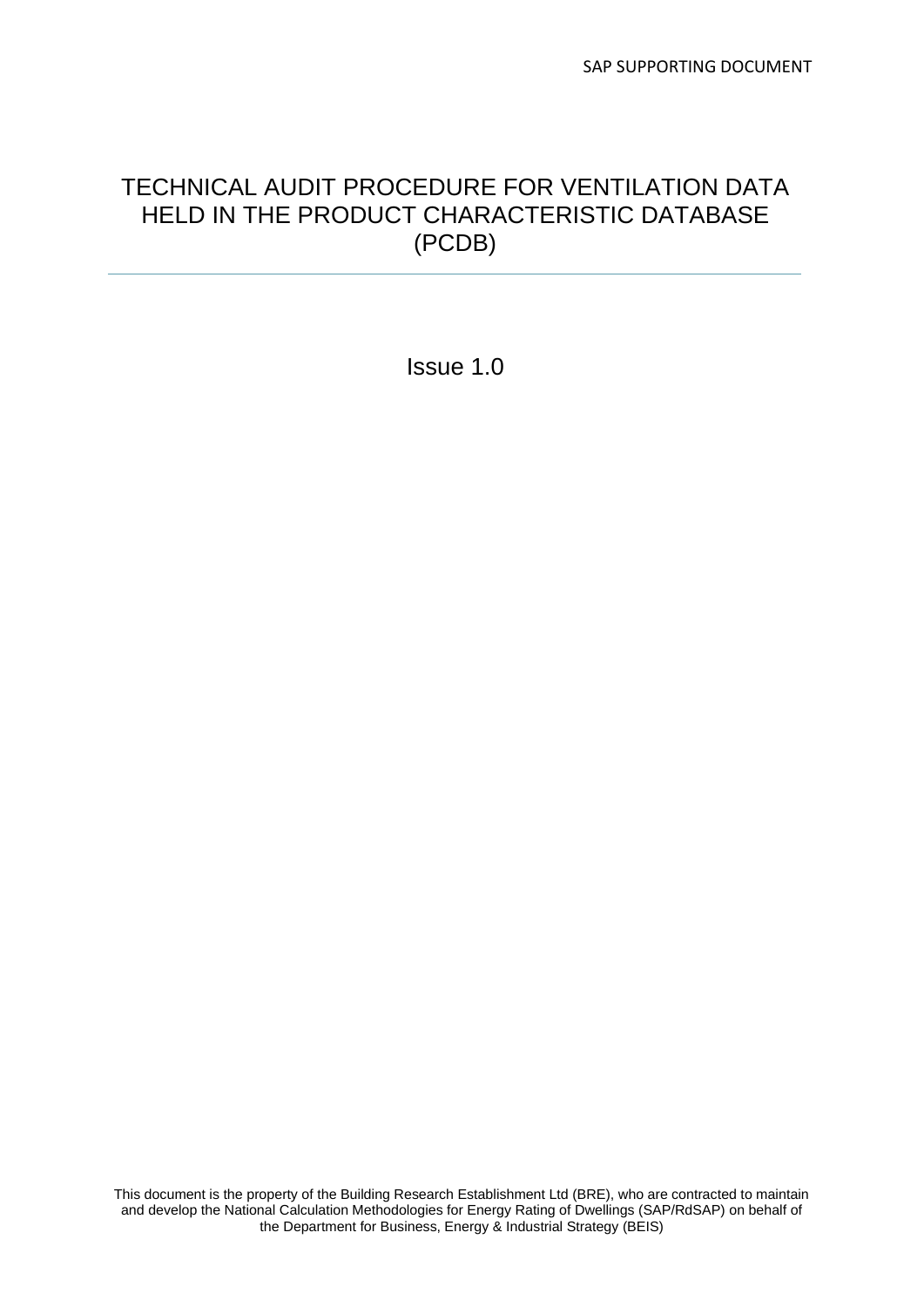# TECHNICAL AUDIT PROCEDURE FOR VENTILATION DATA HELD IN THE PRODUCT CHARACTERISTIC DATABASE (PCDB)

Issue 1.0

This document is the property of the Building Research Establishment Ltd (BRE), who are contracted to maintain and develop the National Calculation Methodologies for Energy Rating of Dwellings (SAP/RdSAP) on behalf of the Department for Business, Energy & Industrial Strategy (BEIS)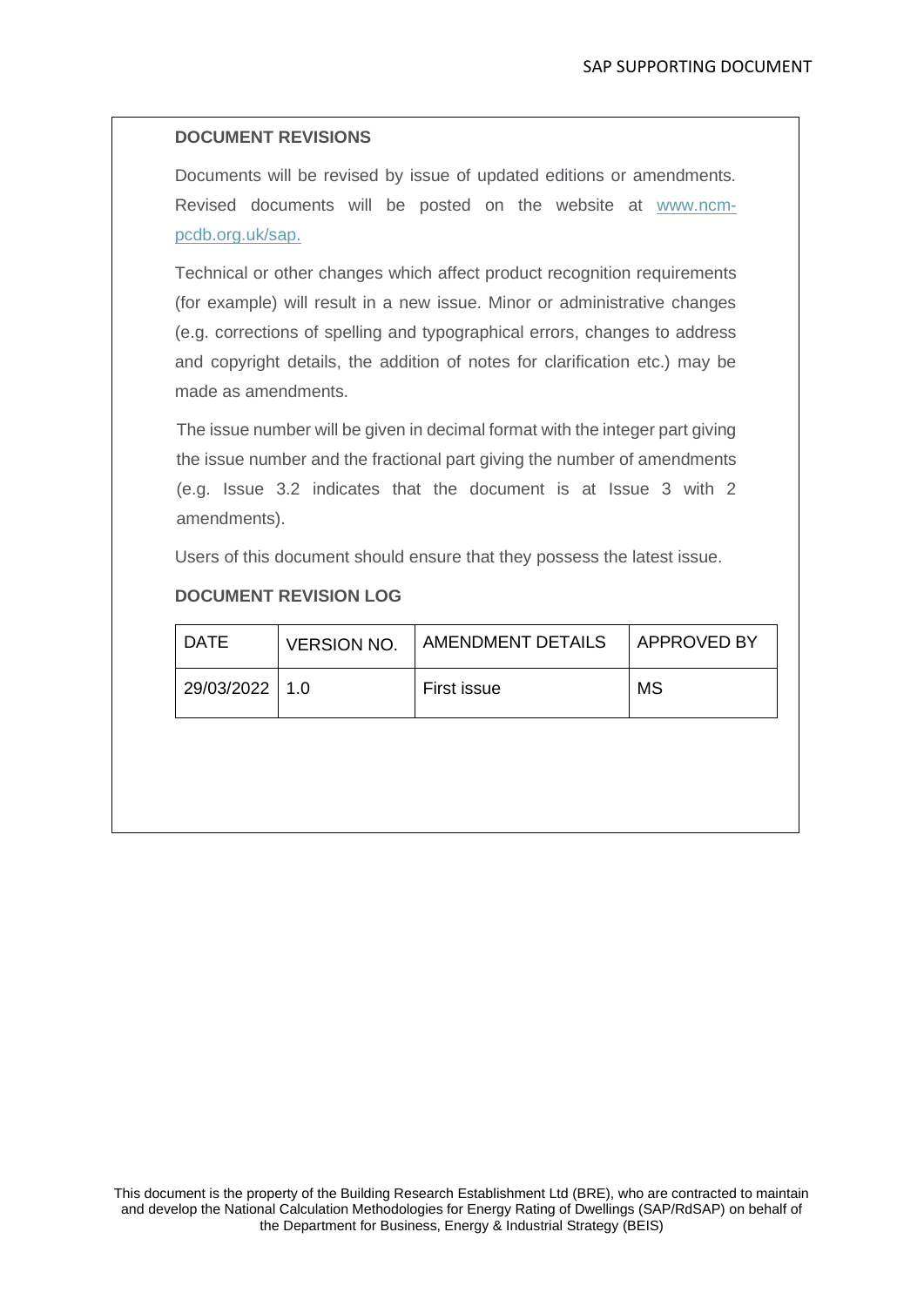## DOCUMENT REVISIONS

Documents will be revised by issue of updated editions or amendments. Revised documents will be posted on the website at [www.ncm-pcdb.org.uk/sap.](www.ncm-pcdb.org.uk/sap)

Technical or other changes which affect product recognition requirements (for example) will result in a new issue. Minor or administrative changes (e.g. corrections of spelling and typographical errors, changes to address and copyright details, the addition of notes for clarification etc.) may be made as amendments.

The issue number will be given in decimal format with the integer part giving the issue number and the fractional part giving the number of amendments (e.g. Issue 3.2 indicates that the document is at Issue 3 with 2 amendments).

Users of this document should ensure that they possess the latest issue.

## DOCUMENT REVISION LOG

| DATE | VERSION NO. | AMENDMENT DETAILS | APPROVED BY |
|---|---|---|---|
| 29/03/2022 | 1.0 | First issue | MS |

This document is the property of the Building Research Establishment Ltd (BRE), who are contracted to maintain and develop the National Calculation Methodologies for Energy Rating of Dwellings (SAP/RdSAP) on behalf of the Department for Business, Energy & Industrial Strategy (BEIS)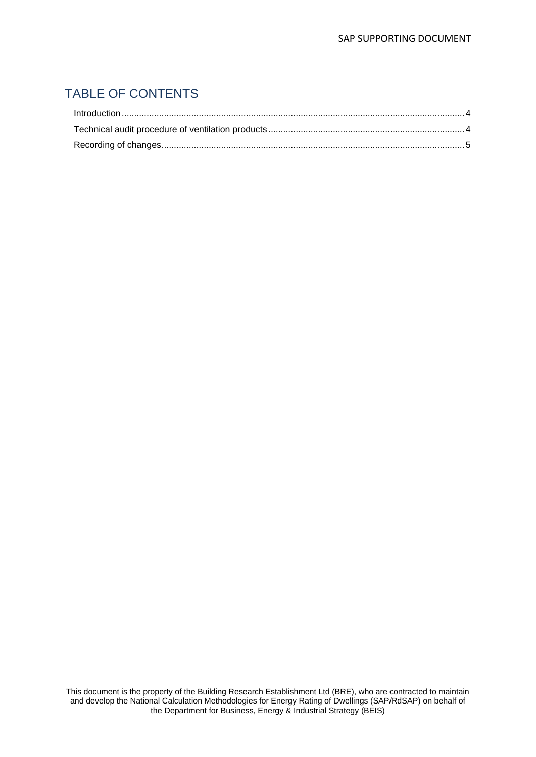# TABLE OF CONTENTS

Introduction .......... 4

Technical audit procedure of ventilation products .......... 4

Recording of changes .......... 5

This document is the property of the Building Research Establishment Ltd (BRE), who are contracted to maintain and develop the National Calculation Methodologies for Energy Rating of Dwellings (SAP/RdSAP) on behalf of the Department for Business, Energy & Industrial Strategy (BEIS)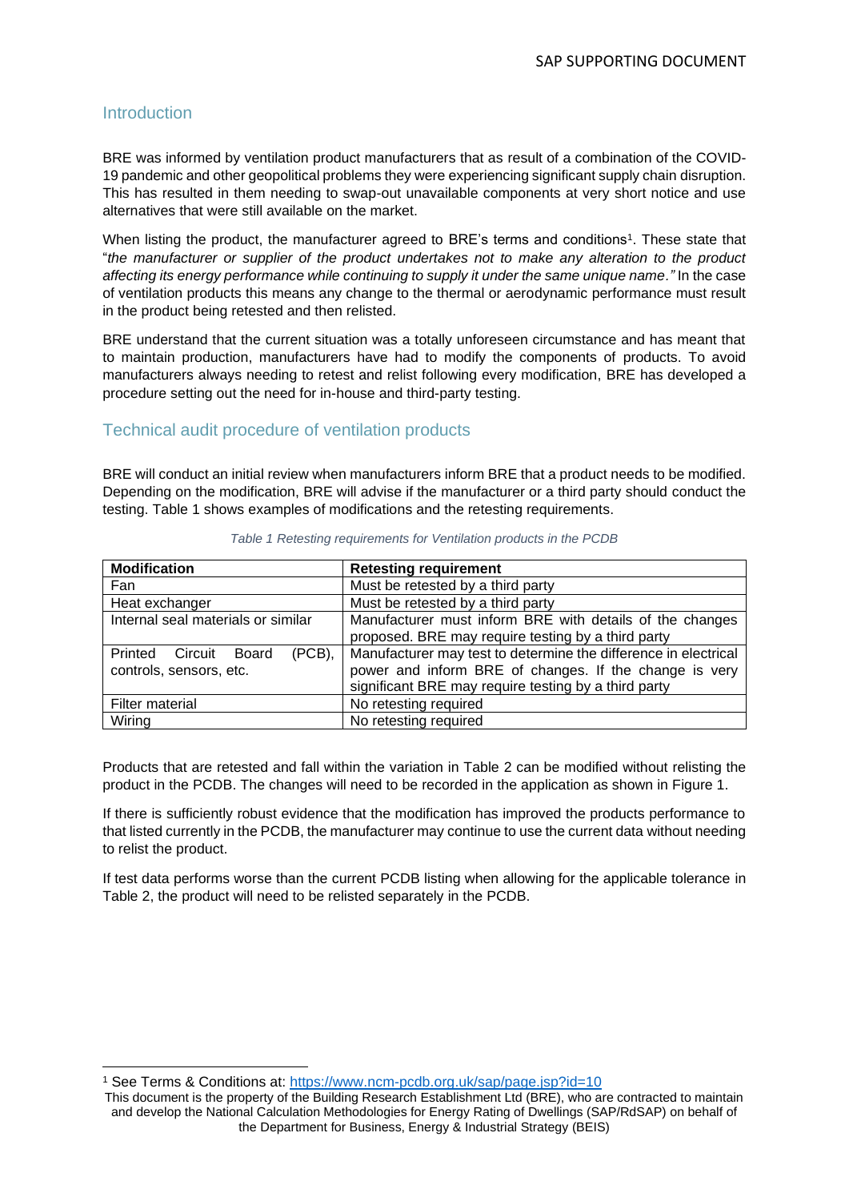## Introduction

BRE was informed by ventilation product manufacturers that as result of a combination of the COVID-19 pandemic and other geopolitical problems they were experiencing significant supply chain disruption. This has resulted in them needing to swap-out unavailable components at very short notice and use alternatives that were still available on the market.

When listing the product, the manufacturer agreed to BRE's terms and conditions[1]. These state that "*the manufacturer or supplier of the product undertakes not to make any alteration to the product affecting its energy performance while continuing to supply it under the same unique name*." In the case of ventilation products this means any change to the thermal or aerodynamic performance must result in the product being retested and then relisted.

BRE understand that the current situation was a totally unforeseen circumstance and has meant that to maintain production, manufacturers have had to modify the components of products. To avoid manufacturers always needing to retest and relist following every modification, BRE has developed a procedure setting out the need for in-house and third-party testing.

## Technical audit procedure of ventilation products

BRE will conduct an initial review when manufacturers inform BRE that a product needs to be modified. Depending on the modification, BRE will advise if the manufacturer or a third party should conduct the testing. Table 1 shows examples of modifications and the retesting requirements.

*Table 1 Retesting requirements for Ventilation products in the PCDB*

| Modification | Retesting requirement |
|---|---|
| Fan | Must be retested by a third party |
| Heat exchanger | Must be retested by a third party |
| Internal seal materials or similar | Manufacturer must inform BRE with details of the changes proposed. BRE may require testing by a third party |
| Printed Circuit Board (PCB), controls, sensors, etc. | Manufacturer may test to determine the difference in electrical power and inform BRE of changes. If the change is very significant BRE may require testing by a third party |
| Filter material | No retesting required |
| Wiring | No retesting required |

Products that are retested and fall within the variation in Table 2 can be modified without relisting the product in the PCDB. The changes will need to be recorded in the application as shown in Figure 1.

If there is sufficiently robust evidence that the modification has improved the products performance to that listed currently in the PCDB, the manufacturer may continue to use the current data without needing to relist the product.

If test data performs worse than the current PCDB listing when allowing for the applicable tolerance in Table 2, the product will need to be relisted separately in the PCDB.

[1] See Terms & Conditions at: https://www.ncm-pcdb.org.uk/sap/page.jsp?id=10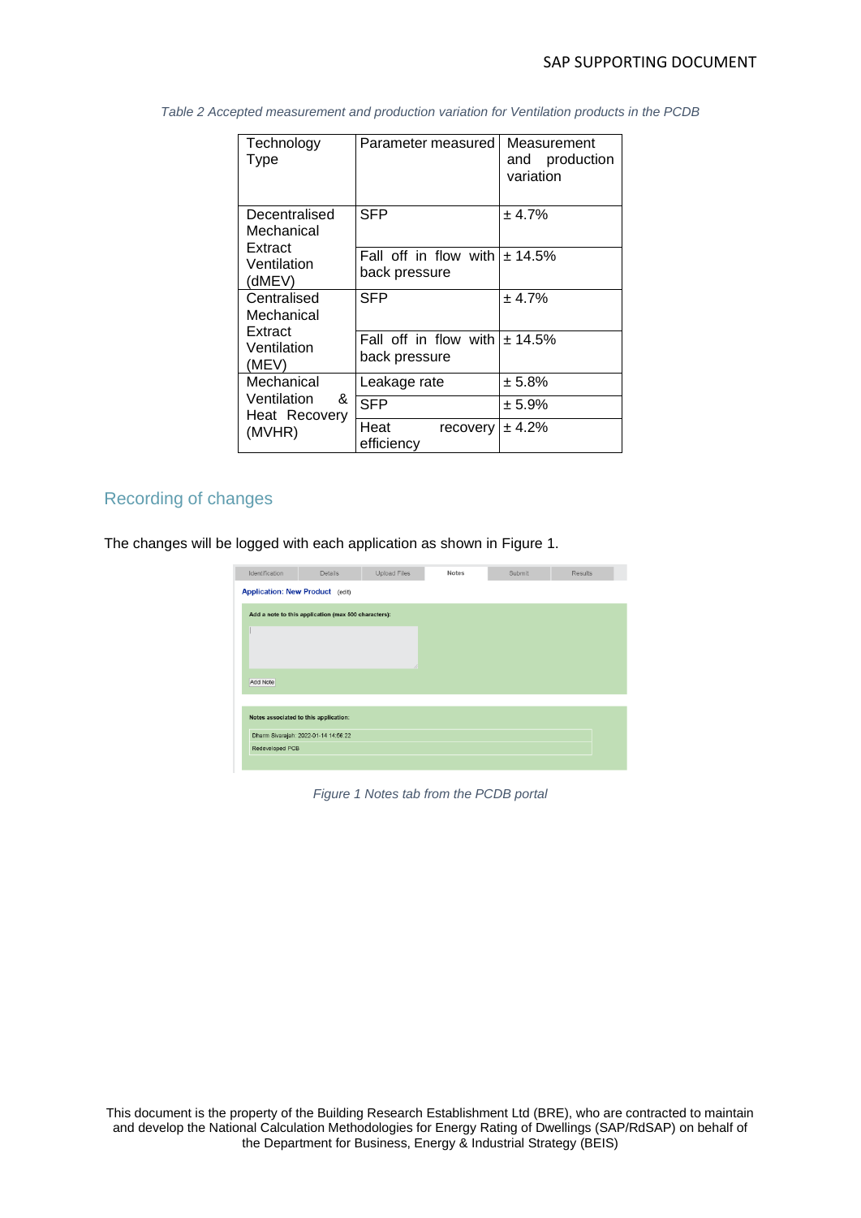*Table 2 Accepted measurement and production variation for Ventilation products in the PCDB*

| Technology Type | Parameter measured | Measurement and production variation |
|---|---|---|
| Decentralised Mechanical Extract Ventilation (dMEV) | SFP | ± 4.7% |
| | Fall off in flow with back pressure | ± 14.5% |
| Centralised Mechanical Extract Ventilation (MEV) | SFP | ± 4.7% |
| | Fall off in flow with back pressure | ± 14.5% |
| Mechanical Ventilation & Heat Recovery (MVHR) | Leakage rate | ± 5.8% |
| | SFP | ± 5.9% |
| | Heat recovery efficiency | ± 4.2% |

## Recording of changes

The changes will be logged with each application as shown in Figure 1.

Identification | Details | Upload Files | Notes | Submit | Results

Application: New Product (edit)

Add a note to this application (max 500 characters):

Add Note

Notes associated to this application:

Dharm Sivarajah: 2022-01-14 14:56:22

Redeveloped PCB

*Figure 1 Notes tab from the PCDB portal*

This document is the property of the Building Research Establishment Ltd (BRE), who are contracted to maintain and develop the National Calculation Methodologies for Energy Rating of Dwellings (SAP/RdSAP) on behalf of the Department for Business, Energy & Industrial Strategy (BEIS)